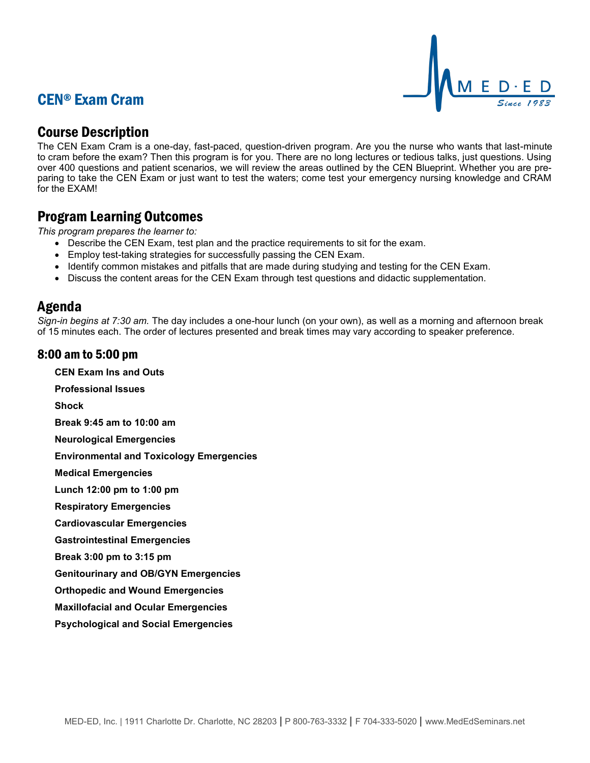# CEN® Exam Cram

## Course Description

The CEN Exam Cram is a one-day, fast-paced, question-driven program. Are you the nurse who wants that last-minute to cram before the exam? Then this program is for you. There are no long lectures or tedious talks, just questions. Using over 400 questions and patient scenarios, we will review the areas outlined by the CEN Blueprint. Whether you are preparing to take the CEN Exam or just want to test the waters; come test your emergency nursing knowledge and CRAM for the EXAM!

## Program Learning Outcomes

*This program prepares the learner to:*

- Describe the CEN Exam, test plan and the practice requirements to sit for the exam.
- Employ test-taking strategies for successfully passing the CEN Exam.
- Identify common mistakes and pitfalls that are made during studying and testing for the CEN Exam.
- Discuss the content areas for the CEN Exam through test questions and didactic supplementation.

## Agenda

*Sign-in begins at 7:30 am.* The day includes a one-hour lunch (on your own), as well as a morning and afternoon break of 15 minutes each. The order of lectures presented and break times may vary according to speaker preference.

### 8:00 am to 5:00 pm

**CEN Exam Ins and Outs**

**Professional Issues**

**Shock**

**Break 9:45 am to 10:00 am**

**Neurological Emergencies**

**Environmental and Toxicology Emergencies**

**Medical Emergencies**

**Lunch 12:00 pm to 1:00 pm**

**Respiratory Emergencies**

**Cardiovascular Emergencies**

**Gastrointestinal Emergencies**

**Break 3:00 pm to 3:15 pm**

**Genitourinary and OB/GYN Emergencies**

**Orthopedic and Wound Emergencies**

**Maxillofacial and Ocular Emergencies**

**Psychological and Social Emergencies**

MED-ED, Inc. | 1911 Charlotte Dr. Charlotte, NC 28203 | P 800-763-3332 | F 704-333-5020 | www.MedEdSeminars.net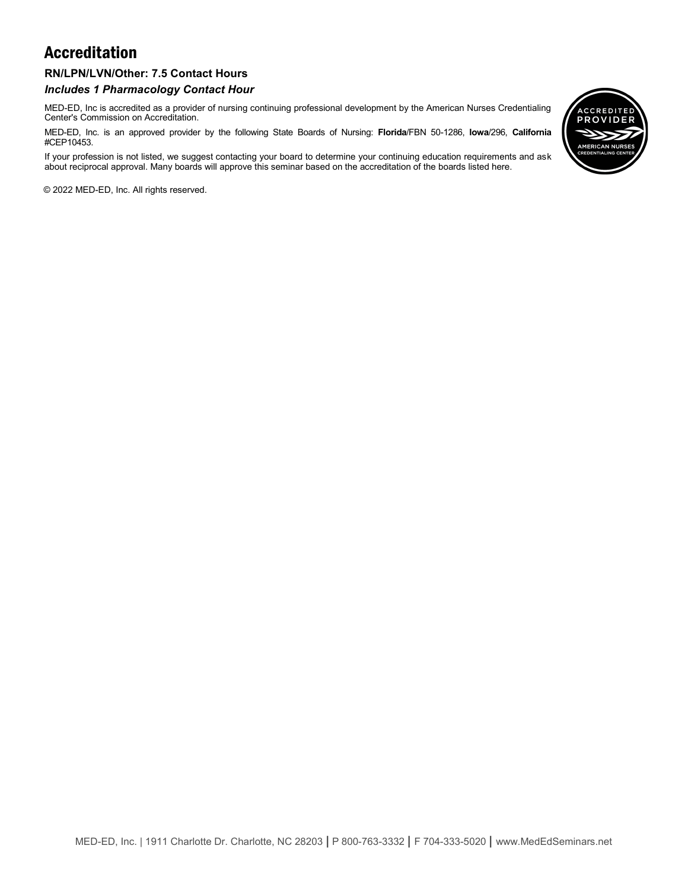# Accreditation

**RN/LPN/LVN/Other: 7.5 Contact Hours**

***Includes 1 Pharmacology Contact Hour***

MED-ED, Inc is accredited as a provider of nursing continuing professional development by the American Nurses Credentialing Center's Commission on Accreditation.

MED-ED, Inc. is an approved provider by the following State Boards of Nursing: **Florida**/FBN 50-1286, **Iowa**/296, **California** #CEP10453.

If your profession is not listed, we suggest contacting your board to determine your continuing education requirements and ask about reciprocal approval. Many boards will approve this seminar based on the accreditation of the boards listed here.

© 2022 MED-ED, Inc. All rights reserved.

MED-ED, Inc. | 1911 Charlotte Dr. Charlotte, NC 28203 | P 800-763-3332 | F 704-333-5020 | www.MedEdSeminars.net